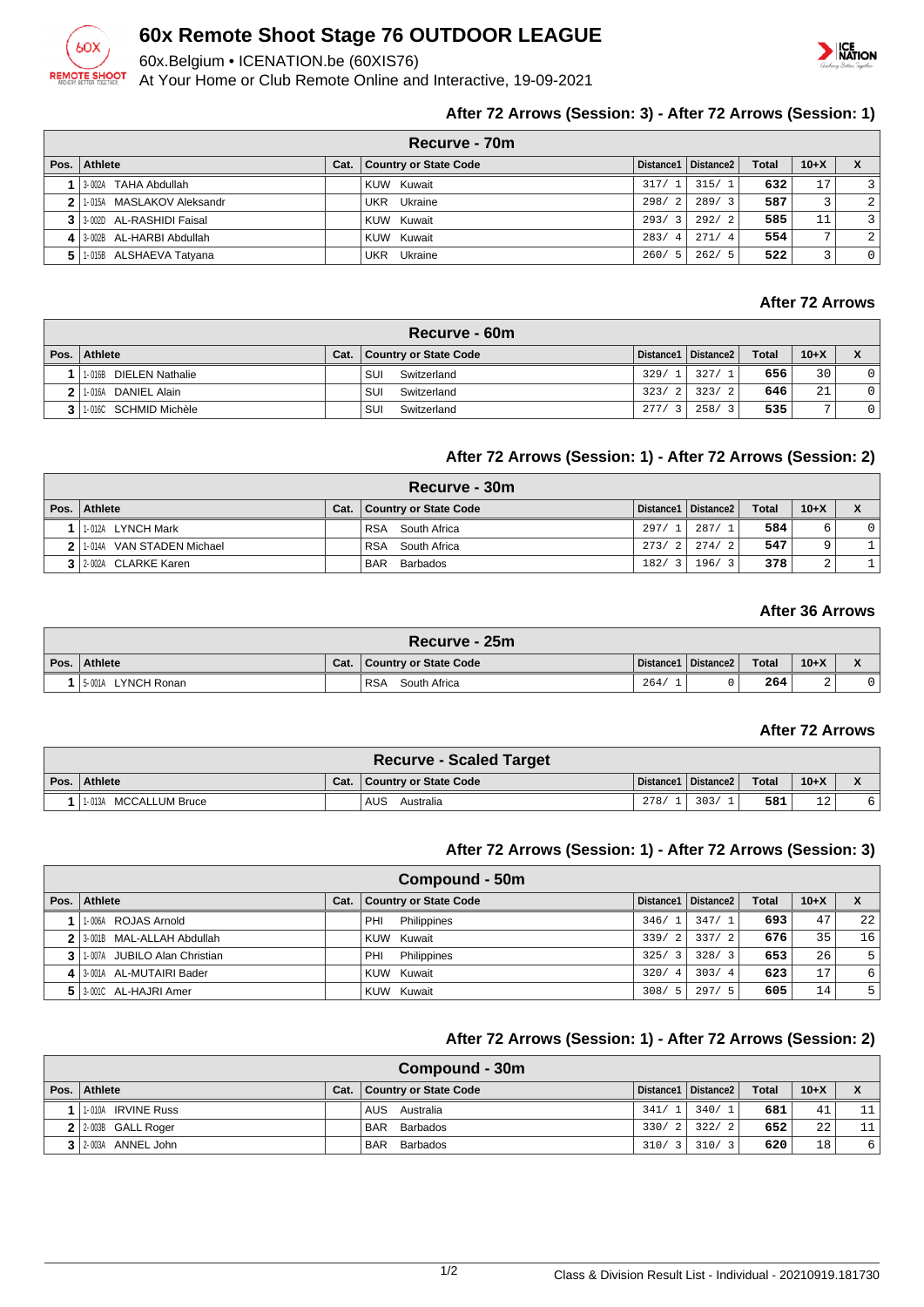# 60x Remote Shoot Stage 76 OUTDOOR LEAGUE

60x.Belgium • ICENATION.be (60XIS76)

At Your Home or Club Remote Online and Interactive, 19-09-2021

### After 72 Arrows (Session: 3) - After 72 Arrows (Session: 1)

| Recurve - 70m | | | | | | | | |
|---|---|---|---|---|---|---|---|---|
| Pos. | Athlete | Cat. | Country or State Code | Distance1 | Distance2 | Total | 10+X | X |
| 1 | 3-002A TAHA Abdullah | | KUW Kuwait | 317/ 1 | 315/ 1 | 632 | 17 | 3 |
| 2 | 1-015A MASLAKOV Aleksandr | | UKR Ukraine | 298/ 2 | 289/ 3 | 587 | 3 | 2 |
| 3 | 3-002D AL-RASHIDI Faisal | | KUW Kuwait | 293/ 3 | 292/ 2 | 585 | 11 | 3 |
| 4 | 3-002B AL-HARBI Abdullah | | KUW Kuwait | 283/ 4 | 271/ 4 | 554 | 7 | 2 |
| 5 | 1-015B ALSHAEVA Tatyana | | UKR Ukraine | 260/ 5 | 262/ 5 | 522 | 3 | 0 |

### After 72 Arrows

| Recurve - 60m | | | | | | | | |
|---|---|---|---|---|---|---|---|---|
| Pos. | Athlete | Cat. | Country or State Code | Distance1 | Distance2 | Total | 10+X | X |
| 1 | 1-016B DIELEN Nathalie | | SUI Switzerland | 329/ 1 | 327/ 1 | 656 | 30 | 0 |
| 2 | 1-016A DANIEL Alain | | SUI Switzerland | 323/ 2 | 323/ 2 | 646 | 21 | 0 |
| 3 | 1-016C SCHMID Michèle | | SUI Switzerland | 277/ 3 | 258/ 3 | 535 | 7 | 0 |

### After 72 Arrows (Session: 1) - After 72 Arrows (Session: 2)

| Recurve - 30m | | | | | | | | |
|---|---|---|---|---|---|---|---|---|
| Pos. | Athlete | Cat. | Country or State Code | Distance1 | Distance2 | Total | 10+X | X |
| 1 | 1-012A LYNCH Mark | | RSA South Africa | 297/ 1 | 287/ 1 | 584 | 6 | 0 |
| 2 | 1-014A VAN STADEN Michael | | RSA South Africa | 273/ 2 | 274/ 2 | 547 | 9 | 1 |
| 3 | 2-002A CLARKE Karen | | BAR Barbados | 182/ 3 | 196/ 3 | 378 | 2 | 1 |

### After 36 Arrows

| Recurve - 25m | | | | | | | | |
|---|---|---|---|---|---|---|---|---|
| Pos. | Athlete | Cat. | Country or State Code | Distance1 | Distance2 | Total | 10+X | X |
| 1 | 5-001A LYNCH Ronan | | RSA South Africa | 264/ 1 | 0 | 264 | 2 | 0 |

### After 72 Arrows

| Recurve - Scaled Target | | | | | | | | |
|---|---|---|---|---|---|---|---|---|
| Pos. | Athlete | Cat. | Country or State Code | Distance1 | Distance2 | Total | 10+X | X |
| 1 | 1-013A MCCALLUM Bruce | | AUS Australia | 278/ 1 | 303/ 1 | 581 | 12 | 6 |

### After 72 Arrows (Session: 1) - After 72 Arrows (Session: 3)

| Compound - 50m | | | | | | | | |
|---|---|---|---|---|---|---|---|---|
| Pos. | Athlete | Cat. | Country or State Code | Distance1 | Distance2 | Total | 10+X | X |
| 1 | 1-006A ROJAS Arnold | | PHI Philippines | 346/ 1 | 347/ 1 | 693 | 47 | 22 |
| 2 | 3-001B MAL-ALLAH Abdullah | | KUW Kuwait | 339/ 2 | 337/ 2 | 676 | 35 | 16 |
| 3 | 1-007A JUBILO Alan Christian | | PHI Philippines | 325/ 3 | 328/ 3 | 653 | 26 | 5 |
| 4 | 3-001A AL-MUTAIRI Bader | | KUW Kuwait | 320/ 4 | 303/ 4 | 623 | 17 | 6 |
| 5 | 3-001C AL-HAJRI Amer | | KUW Kuwait | 308/ 5 | 297/ 5 | 605 | 14 | 5 |

### After 72 Arrows (Session: 1) - After 72 Arrows (Session: 2)

| Compound - 30m | | | | | | | | |
|---|---|---|---|---|---|---|---|---|
| Pos. | Athlete | Cat. | Country or State Code | Distance1 | Distance2 | Total | 10+X | X |
| 1 | 1-010A IRVINE Russ | | AUS Australia | 341/ 1 | 340/ 1 | 681 | 41 | 11 |
| 2 | 2-003B GALL Roger | | BAR Barbados | 330/ 2 | 322/ 2 | 652 | 22 | 11 |
| 3 | 2-003A ANNEL John | | BAR Barbados | 310/ 3 | 310/ 3 | 620 | 18 | 6 |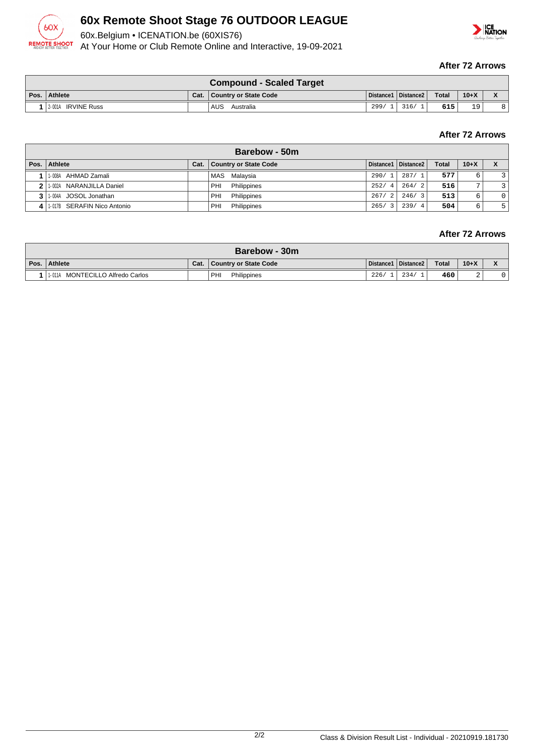# 60x Remote Shoot Stage 76 OUTDOOR LEAGUE

60x.Belgium • ICENATION.be (60XIS76)

At Your Home or Club Remote Online and Interactive, 19-09-2021

**After 72 Arrows**

| Compound - Scaled Target | | | | | | | | |
|---|---|---|---|---|---|---|---|---|
| Pos. | Athlete | Cat. | Country or State Code | Distance1 | Distance2 | Total | 10+X | X |
| 1 | 2-001A IRVINE Russ | | AUS Australia | 299/ 1 | 316/ 1 | 615 | 19 | 8 |

**After 72 Arrows**

| Barebow - 50m | | | | | | | | |
|---|---|---|---|---|---|---|---|---|
| Pos. | Athlete | Cat. | Country or State Code | Distance1 | Distance2 | Total | 10+X | X |
| 1 | 1-008A AHMAD Zamali | | MAS Malaysia | 290/ 1 | 287/ 1 | 577 | 6 | 3 |
| 2 | 1-002A NARANJILLA Daniel | | PHI Philippines | 252/ 4 | 264/ 2 | 516 | 7 | 3 |
| 3 | 1-004A JOSOL Jonathan | | PHI Philippines | 267/ 2 | 246/ 3 | 513 | 6 | 0 |
| 4 | 1-017B SERAFIN Nico Antonio | | PHI Philippines | 265/ 3 | 239/ 4 | 504 | 6 | 5 |

**After 72 Arrows**

| Barebow - 30m | | | | | | | | |
|---|---|---|---|---|---|---|---|---|
| Pos. | Athlete | Cat. | Country or State Code | Distance1 | Distance2 | Total | 10+X | X |
| 1 | 1-011A MONTECILLO Alfredo Carlos | | PHI Philippines | 226/ 1 | 234/ 1 | 460 | 2 | 0 |

Class & Division Result List - Individual - 20210919.181730